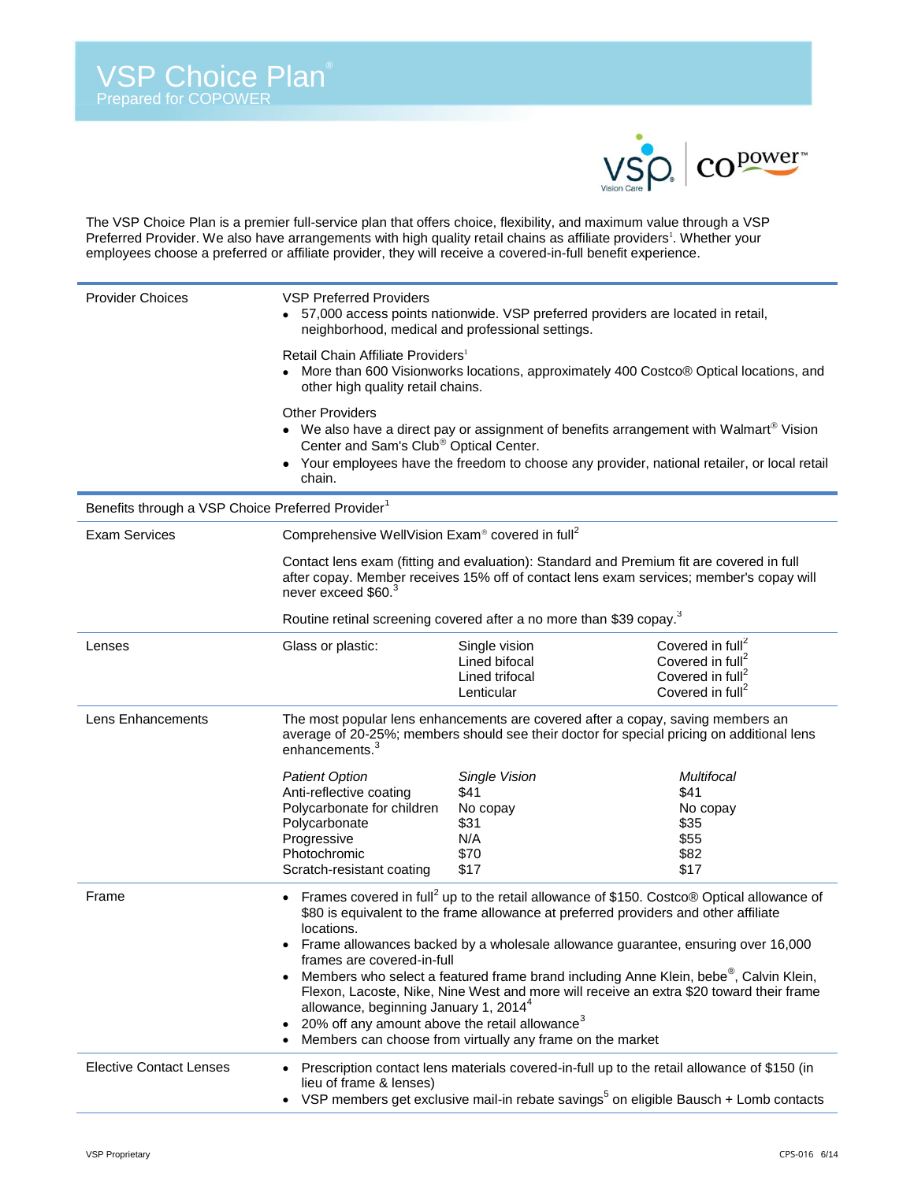# VSP Choice Plan®

Prepared for COPOWER

The VSP Choice Plan is a premier full-service plan that offers choice, flexibility, and maximum value through a VSP Preferred Provider. We also have arrangements with high quality retail chains as affiliate providers[1]. Whether your employees choose a preferred or affiliate provider, they will receive a covered-in-full benefit experience.

| | | | |
|---|---|---|---|
| Provider Choices | VSP Preferred Providers<br>• 57,000 access points nationwide. VSP preferred providers are located in retail, neighborhood, medical and professional settings.<br><br>Retail Chain Affiliate Providers[1]<br>• More than 600 Visionworks locations, approximately 400 Costco® Optical locations, and other high quality retail chains.<br><br>Other Providers<br>• We also have a direct pay or assignment of benefits arrangement with Walmart® Vision Center and Sam's Club® Optical Center.<br>• Your employees have the freedom to choose any provider, national retailer, or local retail chain. | | |
| **Benefits through a VSP Choice Preferred Provider[1]** | | | |
| Exam Services | Comprehensive WellVision Exam® covered in full[2]<br><br>Contact lens exam (fitting and evaluation): Standard and Premium fit are covered in full after copay. Member receives 15% off of contact lens exam services; member's copay will never exceed $60.[3]<br><br>Routine retinal screening covered after a no more than $39 copay.[3] | | |
| Lenses | Glass or plastic: | Single vision<br>Lined bifocal<br>Lined trifocal<br>Lenticular | Covered in full[2]<br>Covered in full[2]<br>Covered in full[2]<br>Covered in full[2] |
| Lens Enhancements | The most popular lens enhancements are covered after a copay, saving members an average of 20-25%; members should see their doctor for special pricing on additional lens enhancements.[3] | | |
| | *Patient Option* | *Single Vision* | *Multifocal* |
| | Anti-reflective coating | $41 | $41 |
| | Polycarbonate for children | No copay | No copay |
| | Polycarbonate | $31 | $35 |
| | Progressive | N/A | $55 |
| | Photochromic | $70 | $82 |
| | Scratch-resistant coating | $17 | $17 |
| Frame | • Frames covered in full[2] up to the retail allowance of $150. Costco® Optical allowance of $80 is equivalent to the frame allowance at preferred providers and other affiliate locations.<br>• Frame allowances backed by a wholesale allowance guarantee, ensuring over 16,000 frames are covered-in-full<br>• Members who select a featured frame brand including Anne Klein, bebe®, Calvin Klein, Flexon, Lacoste, Nike, Nine West and more will receive an extra $20 toward their frame allowance, beginning January 1, 2014[4]<br>• 20% off any amount above the retail allowance[3]<br>• Members can choose from virtually any frame on the market | | |
| Elective Contact Lenses | • Prescription contact lens materials covered-in-full up to the retail allowance of $150 (in lieu of frame & lenses)<br>• VSP members get exclusive mail-in rebate savings[5] on eligible Bausch + Lomb contacts | | |

VSP Proprietary

CPS-016 6/14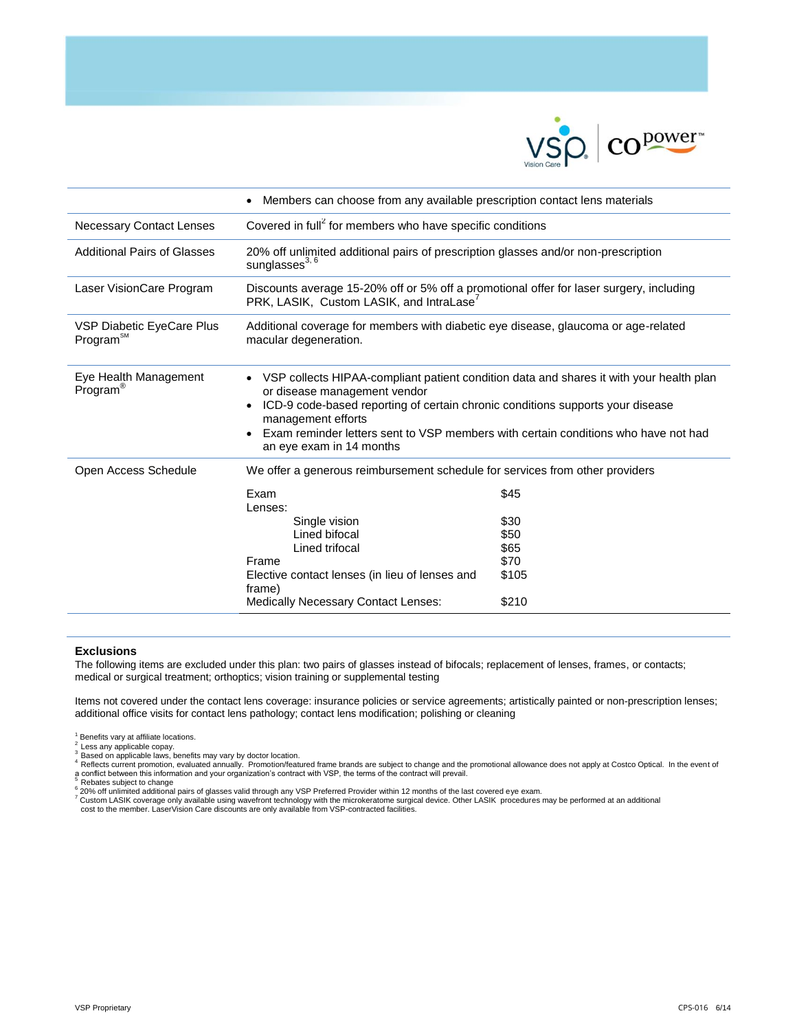| | |
|---|---|
| | • Members can choose from any available prescription contact lens materials |
| Necessary Contact Lenses | Covered in full[2] for members who have specific conditions |
| Additional Pairs of Glasses | 20% off unlimited additional pairs of prescription glasses and/or non-prescription sunglasses[3, 6] |
| Laser VisionCare Program | Discounts average 15-20% off or 5% off a promotional offer for laser surgery, including PRK, LASIK, Custom LASIK, and IntraLase[7] |
| VSP Diabetic EyeCare Plus Program[SM] | Additional coverage for members with diabetic eye disease, glaucoma or age-related macular degeneration. |
| Eye Health Management Program® | • VSP collects HIPAA-compliant patient condition data and shares it with your health plan or disease management vendor<br>• ICD-9 code-based reporting of certain chronic conditions supports your disease management efforts<br>• Exam reminder letters sent to VSP members with certain conditions who have not had an eye exam in 14 months |
| Open Access Schedule | We offer a generous reimbursement schedule for services from other providers<br><br>Exam: $45<br>Lenses:<br>Single vision: $30<br>Lined bifocal: $50<br>Lined trifocal: $65<br>Frame: $70<br>Elective contact lenses (in lieu of lenses and frame): $105<br>Medically Necessary Contact Lenses: $210 |

### Exclusions

The following items are excluded under this plan: two pairs of glasses instead of bifocals; replacement of lenses, frames, or contacts; medical or surgical treatment; orthoptics; vision training or supplemental testing

Items not covered under the contact lens coverage: insurance policies or service agreements; artistically painted or non-prescription lenses; additional office visits for contact lens pathology; contact lens modification; polishing or cleaning

[1] Benefits vary at affiliate locations.
[2] Less any applicable copay.
[3] Based on applicable laws, benefits may vary by doctor location.
[4] Reflects current promotion, evaluated annually. Promotion/featured frame brands are subject to change and the promotional allowance does not apply at Costco Optical. In the event of a conflict between this information and your organization's contract with VSP, the terms of the contract will prevail.
[5] Rebates subject to change
[6] 20% off unlimited additional pairs of glasses valid through any VSP Preferred Provider within 12 months of the last covered eye exam.
[7] Custom LASIK coverage only available using wavefront technology with the microkeratome surgical device. Other LASIK procedures may be performed at an additional cost to the member. LaserVision Care discounts are only available from VSP-contracted facilities.

VSP Proprietary

CPS-016 6/14